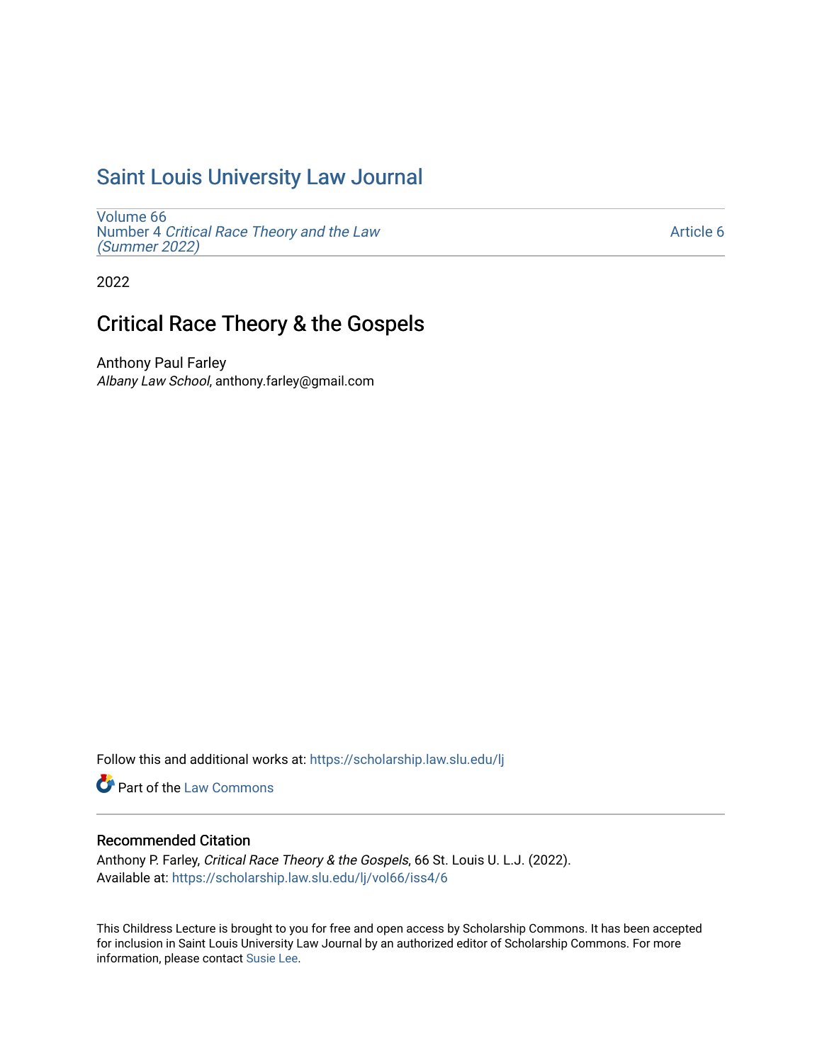# Saint Louis University Law Journal

Volume 66
Number 4 *Critical Race Theory and the Law (Summer 2022)*

Article 6

2022

## Critical Race Theory & the Gospels

Anthony Paul Farley
*Albany Law School*, anthony.farley@gmail.com

Follow this and additional works at: https://scholarship.law.slu.edu/lj

Part of the Law Commons

### Recommended Citation

Anthony P. Farley, *Critical Race Theory & the Gospels*, 66 St. Louis U. L.J. (2022).
Available at: https://scholarship.law.slu.edu/lj/vol66/iss4/6

This Childress Lecture is brought to you for free and open access by Scholarship Commons. It has been accepted for inclusion in Saint Louis University Law Journal by an authorized editor of Scholarship Commons. For more information, please contact Susie Lee.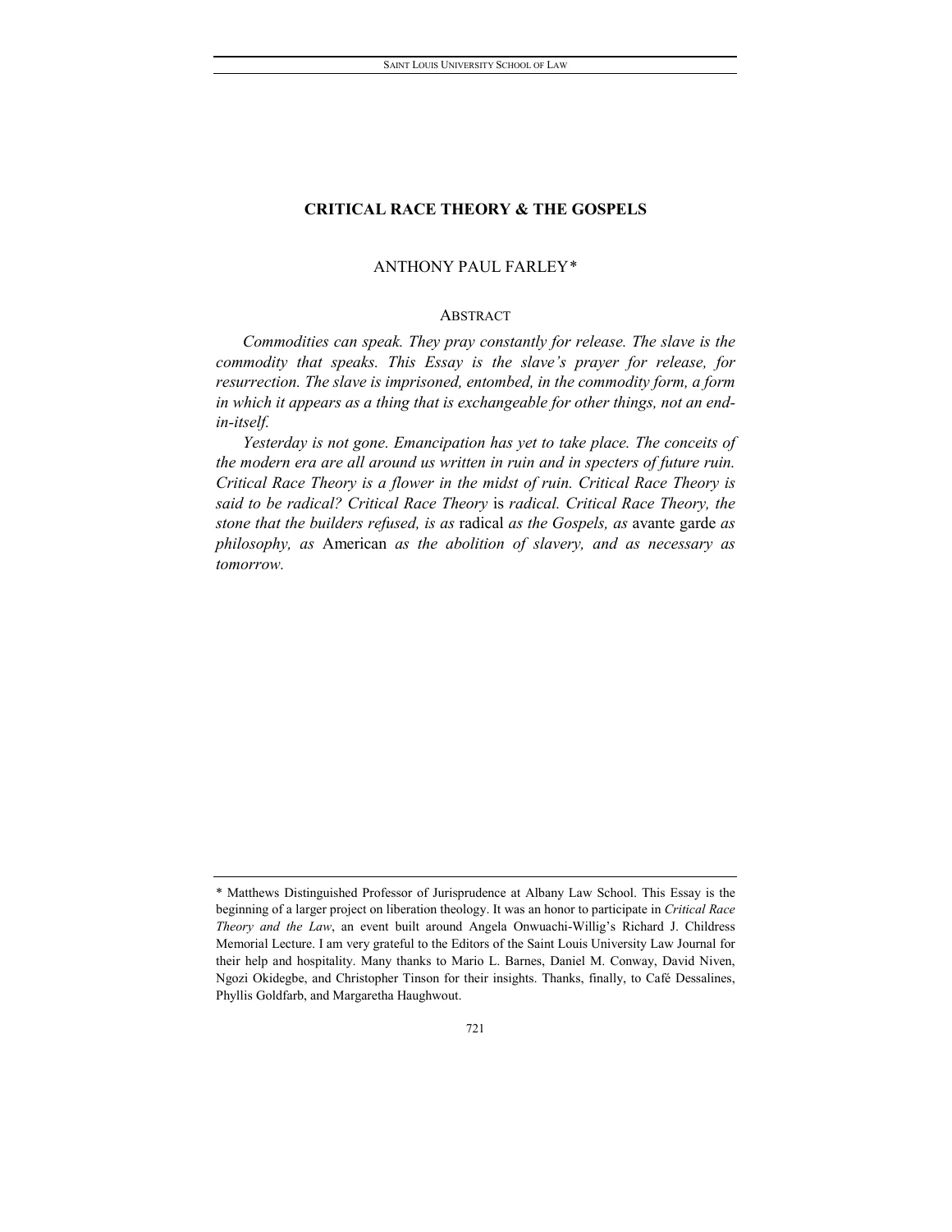# CRITICAL RACE THEORY & THE GOSPELS

ANTHONY PAUL FARLEY*

## ABSTRACT

*Commodities can speak. They pray constantly for release. The slave is the commodity that speaks. This Essay is the slave's prayer for release, for resurrection. The slave is imprisoned, entombed, in the commodity form, a form in which it appears as a thing that is exchangeable for other things, not an end-in-itself.*

*Yesterday is not gone. Emancipation has yet to take place. The conceits of the modern era are all around us written in ruin and in specters of future ruin. Critical Race Theory is a flower in the midst of ruin. Critical Race Theory is said to be radical? Critical Race Theory* is *radical. Critical Race Theory, the stone that the builders refused, is as* radical *as the Gospels, as* avante garde *as philosophy, as* American *as the abolition of slavery, and as necessary as tomorrow.*

---

\* Matthews Distinguished Professor of Jurisprudence at Albany Law School. This Essay is the beginning of a larger project on liberation theology. It was an honor to participate in *Critical Race Theory and the Law*, an event built around Angela Onwuachi-Willig's Richard J. Childress Memorial Lecture. I am very grateful to the Editors of the Saint Louis University Law Journal for their help and hospitality. Many thanks to Mario L. Barnes, Daniel M. Conway, David Niven, Ngozi Okidegbe, and Christopher Tinson for their insights. Thanks, finally, to Café Dessalines, Phyllis Goldfarb, and Margaretha Haughwout.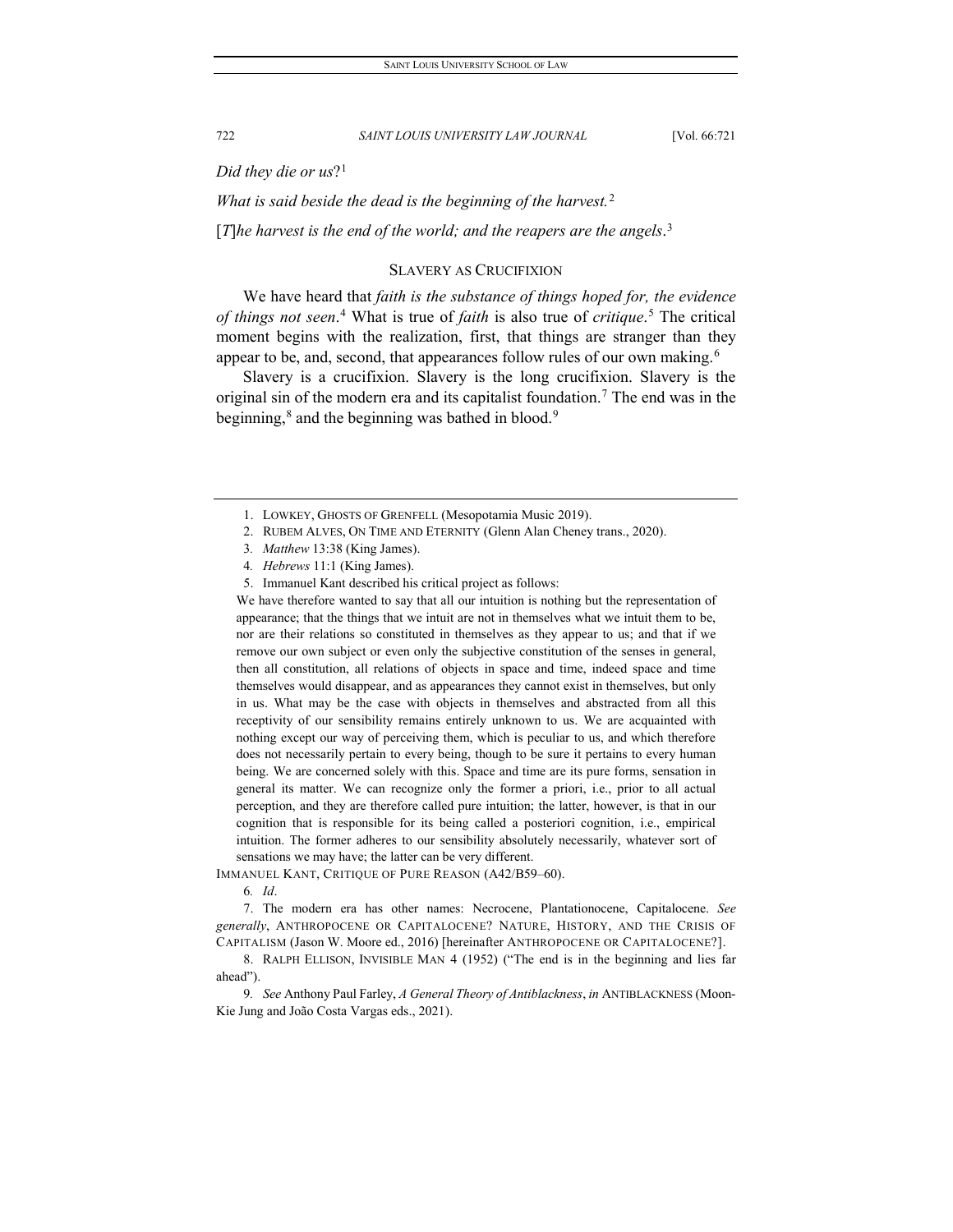*Did they die or us*?[1]

*What is said beside the dead is the beginning of the harvest.*[2]

[*T*]*he harvest is the end of the world; and the reapers are the angels*.[3]

## SLAVERY AS CRUCIFIXION

We have heard that *faith is the substance of things hoped for, the evidence of things not seen*.[4] What is true of *faith* is also true of *critique*.[5] The critical moment begins with the realization, first, that things are stranger than they appear to be, and, second, that appearances follow rules of our own making.[6]

Slavery is a crucifixion. Slavery is the long crucifixion. Slavery is the original sin of the modern era and its capitalist foundation.[7] The end was in the beginning,[8] and the beginning was bathed in blood.[9]

---

1. LOWKEY, GHOSTS OF GRENFELL (Mesopotamia Music 2019).
2. RUBEM ALVES, ON TIME AND ETERNITY (Glenn Alan Cheney trans., 2020).
3. *Matthew* 13:38 (King James).
4. *Hebrews* 11:1 (King James).
5. Immanuel Kant described his critical project as follows:

> We have therefore wanted to say that all our intuition is nothing but the representation of appearance; that the things that we intuit are not in themselves what we intuit them to be, nor are their relations so constituted in themselves as they appear to us; and that if we remove our own subject or even only the subjective constitution of the senses in general, then all constitution, all relations of objects in space and time, indeed space and time themselves would disappear, and as appearances they cannot exist in themselves, but only in us. What may be the case with objects in themselves and abstracted from all this receptivity of our sensibility remains entirely unknown to us. We are acquainted with nothing except our way of perceiving them, which is peculiar to us, and which therefore does not necessarily pertain to every being, though to be sure it pertains to every human being. We are concerned solely with this. Space and time are its pure forms, sensation in general its matter. We can recognize only the former a priori, i.e., prior to all actual perception, and they are therefore called pure intuition; the latter, however, is that in our cognition that is responsible for its being called a posteriori cognition, i.e., empirical intuition. The former adheres to our sensibility absolutely necessarily, whatever sort of sensations we may have; the latter can be very different.

IMMANUEL KANT, CRITIQUE OF PURE REASON (A42/B59–60).

6. *Id*.
7. The modern era has other names: Necrocene, Plantationocene, Capitalocene. *See generally*, ANTHROPOCENE OR CAPITALOCENE? NATURE, HISTORY, AND THE CRISIS OF CAPITALISM (Jason W. Moore ed., 2016) [hereinafter ANTHROPOCENE OR CAPITALOCENE?].
8. RALPH ELLISON, INVISIBLE MAN 4 (1952) ("The end is in the beginning and lies far ahead").
9. *See* Anthony Paul Farley, *A General Theory of Antiblackness*, *in* ANTIBLACKNESS (Moon-Kie Jung and João Costa Vargas eds., 2021).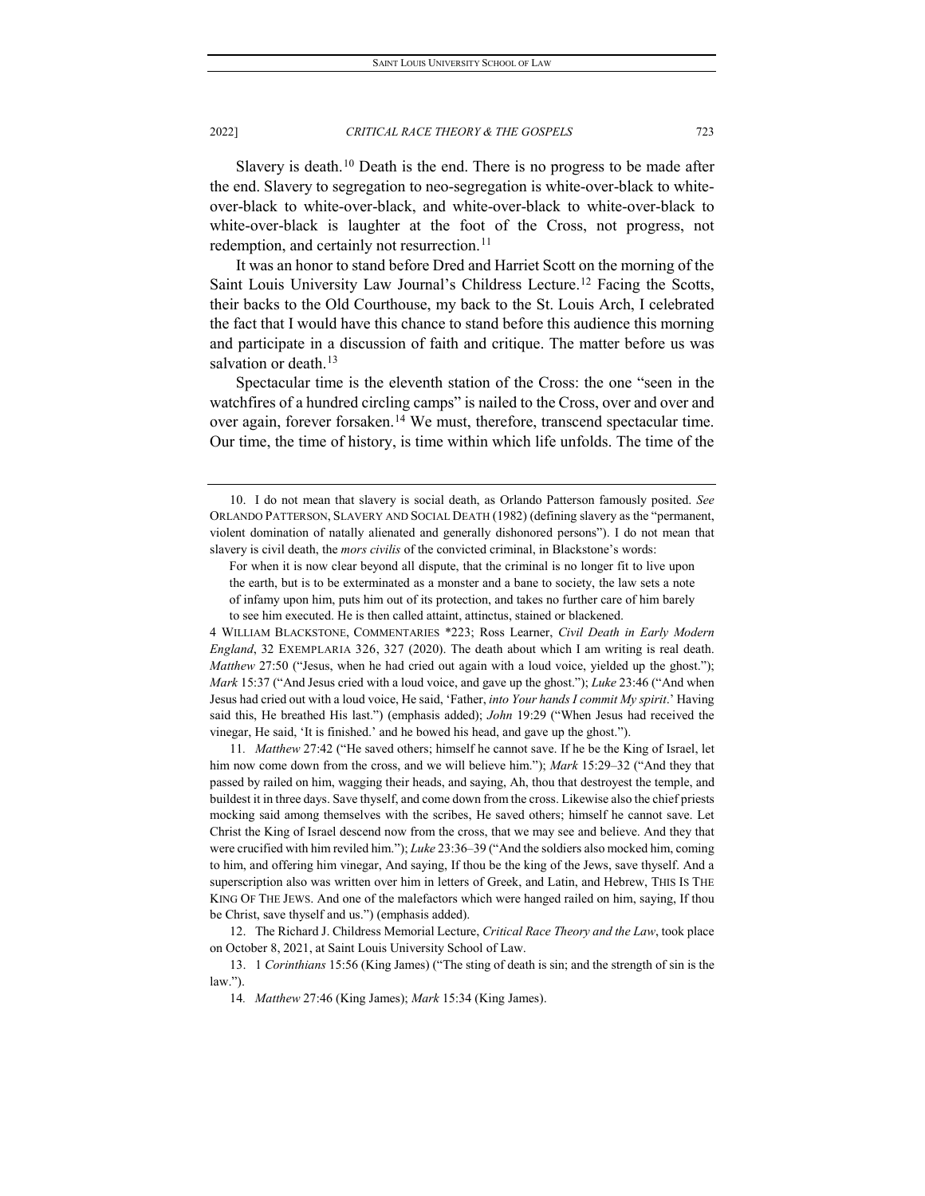Slavery is death.[10] Death is the end. There is no progress to be made after the end. Slavery to segregation to neo-segregation is white-over-black to white-over-black to white-over-black, and white-over-black to white-over-black to white-over-black is laughter at the foot of the Cross, not progress, not redemption, and certainly not resurrection.[11]

It was an honor to stand before Dred and Harriet Scott on the morning of the Saint Louis University Law Journal's Childress Lecture.[12] Facing the Scotts, their backs to the Old Courthouse, my back to the St. Louis Arch, I celebrated the fact that I would have this chance to stand before this audience this morning and participate in a discussion of faith and critique. The matter before us was salvation or death.[13]

Spectacular time is the eleventh station of the Cross: the one "seen in the watchfires of a hundred circling camps" is nailed to the Cross, over and over and over again, forever forsaken.[14] We must, therefore, transcend spectacular time. Our time, the time of history, is time within which life unfolds. The time of the

---

10. I do not mean that slavery is social death, as Orlando Patterson famously posited. *See* ORLANDO PATTERSON, SLAVERY AND SOCIAL DEATH (1982) (defining slavery as the "permanent, violent domination of natally alienated and generally dishonored persons"). I do not mean that slavery is civil death, the *mors civilis* of the convicted criminal, in Blackstone's words:

> For when it is now clear beyond all dispute, that the criminal is no longer fit to live upon the earth, but is to be exterminated as a monster and a bane to society, the law sets a note of infamy upon him, puts him out of its protection, and takes no further care of him barely to see him executed. He is then called attaint, attinctus, stained or blackened.

4 WILLIAM BLACKSTONE, COMMENTARIES *223; Ross Learner, *Civil Death in Early Modern England*, 32 EXEMPLARIA 326, 327 (2020). The death about which I am writing is real death. *Matthew* 27:50 ("Jesus, when he had cried out again with a loud voice, yielded up the ghost."); *Mark* 15:37 ("And Jesus cried with a loud voice, and gave up the ghost."); *Luke* 23:46 ("And when Jesus had cried out with a loud voice, He said, 'Father, *into Your hands I commit My spirit*.' Having said this, He breathed His last.") (emphasis added); *John* 19:29 ("When Jesus had received the vinegar, He said, 'It is finished.' and he bowed his head, and gave up the ghost.").

11. *Matthew* 27:42 ("He saved others; himself he cannot save. If he be the King of Israel, let him now come down from the cross, and we will believe him."); *Mark* 15:29–32 ("And they that passed by railed on him, wagging their heads, and saying, Ah, thou that destroyest the temple, and buildest it in three days. Save thyself, and come down from the cross. Likewise also the chief priests mocking said among themselves with the scribes, He saved others; himself he cannot save. Let Christ the King of Israel descend now from the cross, that we may see and believe. And they that were crucified with him reviled him."); *Luke* 23:36–39 ("And the soldiers also mocked him, coming to him, and offering him vinegar, And saying, If thou be the king of the Jews, save thyself. And a superscription also was written over him in letters of Greek, and Latin, and Hebrew, THIS IS THE KING OF THE JEWS. And one of the malefactors which were hanged railed on him, saying, If thou be Christ, save thyself and us.") (emphasis added).

12. The Richard J. Childress Memorial Lecture, *Critical Race Theory and the Law*, took place on October 8, 2021, at Saint Louis University School of Law.

13. 1 *Corinthians* 15:56 (King James) ("The sting of death is sin; and the strength of sin is the law.").

14. *Matthew* 27:46 (King James); *Mark* 15:34 (King James).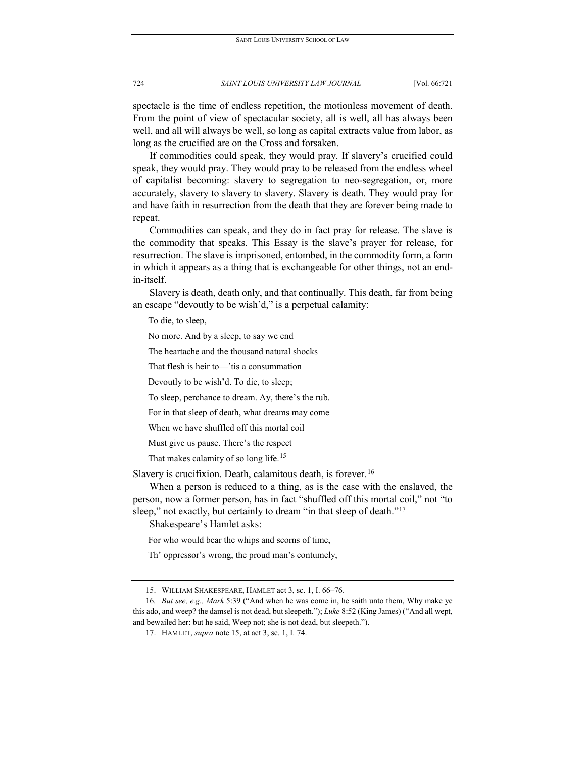spectacle is the time of endless repetition, the motionless movement of death. From the point of view of spectacular society, all is well, all has always been well, and all will always be well, so long as capital extracts value from labor, as long as the crucified are on the Cross and forsaken.

If commodities could speak, they would pray. If slavery's crucified could speak, they would pray. They would pray to be released from the endless wheel of capitalist becoming: slavery to segregation to neo-segregation, or, more accurately, slavery to slavery to slavery. Slavery is death. They would pray for and have faith in resurrection from the death that they are forever being made to repeat.

Commodities can speak, and they do in fact pray for release. The slave is the commodity that speaks. This Essay is the slave's prayer for release, for resurrection. The slave is imprisoned, entombed, in the commodity form, a form in which it appears as a thing that is exchangeable for other things, not an end-in-itself.

Slavery is death, death only, and that continually. This death, far from being an escape "devoutly to be wish'd," is a perpetual calamity:

> To die, to sleep,
>
> No more. And by a sleep, to say we end
>
> The heartache and the thousand natural shocks
>
> That flesh is heir to—'tis a consummation
>
> Devoutly to be wish'd. To die, to sleep;
>
> To sleep, perchance to dream. Ay, there's the rub.
>
> For in that sleep of death, what dreams may come
>
> When we have shuffled off this mortal coil
>
> Must give us pause. There's the respect
>
> That makes calamity of so long life.[15]

Slavery is crucifixion. Death, calamitous death, is forever.[16]

When a person is reduced to a thing, as is the case with the enslaved, the person, now a former person, has in fact "shuffled off this mortal coil," not "to sleep," not exactly, but certainly to dream "in that sleep of death."[17]

Shakespeare's Hamlet asks:

> For who would bear the whips and scorns of time,
>
> Th' oppressor's wrong, the proud man's contumely,

---

15. WILLIAM SHAKESPEARE, HAMLET act 3, sc. 1, l. 66–76.

16. *But see, e.g., Mark* 5:39 ("And when he was come in, he saith unto them, Why make ye this ado, and weep? the damsel is not dead, but sleepeth."); *Luke* 8:52 (King James) ("And all wept, and bewailed her: but he said, Weep not; she is not dead, but sleepeth.").

17. HAMLET, *supra* note 15, at act 3, sc. 1, l. 74.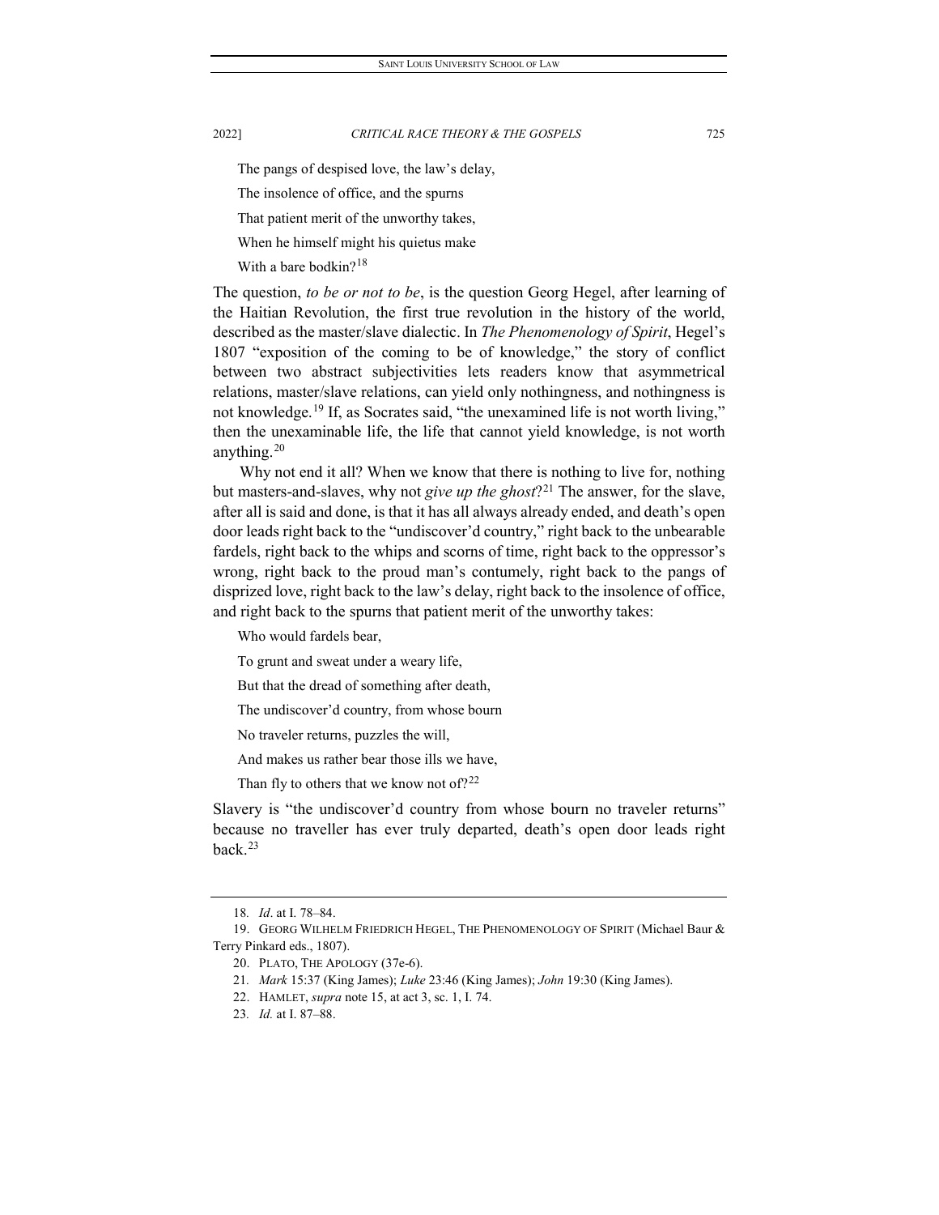The pangs of despised love, the law's delay,

The insolence of office, and the spurns

That patient merit of the unworthy takes,

When he himself might his quietus make

With a bare bodkin?[18]

The question, *to be or not to be*, is the question Georg Hegel, after learning of the Haitian Revolution, the first true revolution in the history of the world, described as the master/slave dialectic. In *The Phenomenology of Spirit*, Hegel's 1807 "exposition of the coming to be of knowledge," the story of conflict between two abstract subjectivities lets readers know that asymmetrical relations, master/slave relations, can yield only nothingness, and nothingness is not knowledge.[19] If, as Socrates said, "the unexamined life is not worth living," then the unexaminable life, the life that cannot yield knowledge, is not worth anything.[20]

Why not end it all? When we know that there is nothing to live for, nothing but masters-and-slaves, why not *give up the ghost*?[21] The answer, for the slave, after all is said and done, is that it has all always already ended, and death's open door leads right back to the "undiscover'd country," right back to the unbearable fardels, right back to the whips and scorns of time, right back to the oppressor's wrong, right back to the proud man's contumely, right back to the pangs of disprized love, right back to the law's delay, right back to the insolence of office, and right back to the spurns that patient merit of the unworthy takes:

Who would fardels bear,

To grunt and sweat under a weary life,

But that the dread of something after death,

The undiscover'd country, from whose bourn

No traveler returns, puzzles the will,

And makes us rather bear those ills we have,

Than fly to others that we know not of?[22]

Slavery is "the undiscover'd country from whose bourn no traveler returns" because no traveller has ever truly departed, death's open door leads right back.[23]

---

18. *Id*. at I. 78–84.

19. GEORG WILHELM FRIEDRICH HEGEL, THE PHENOMENOLOGY OF SPIRIT (Michael Baur & Terry Pinkard eds., 1807).

20. PLATO, THE APOLOGY (37e-6).

21. *Mark* 15:37 (King James); *Luke* 23:46 (King James); *John* 19:30 (King James).

22. HAMLET, *supra* note 15, at act 3, sc. 1, I. 74.

23. *Id.* at I. 87–88.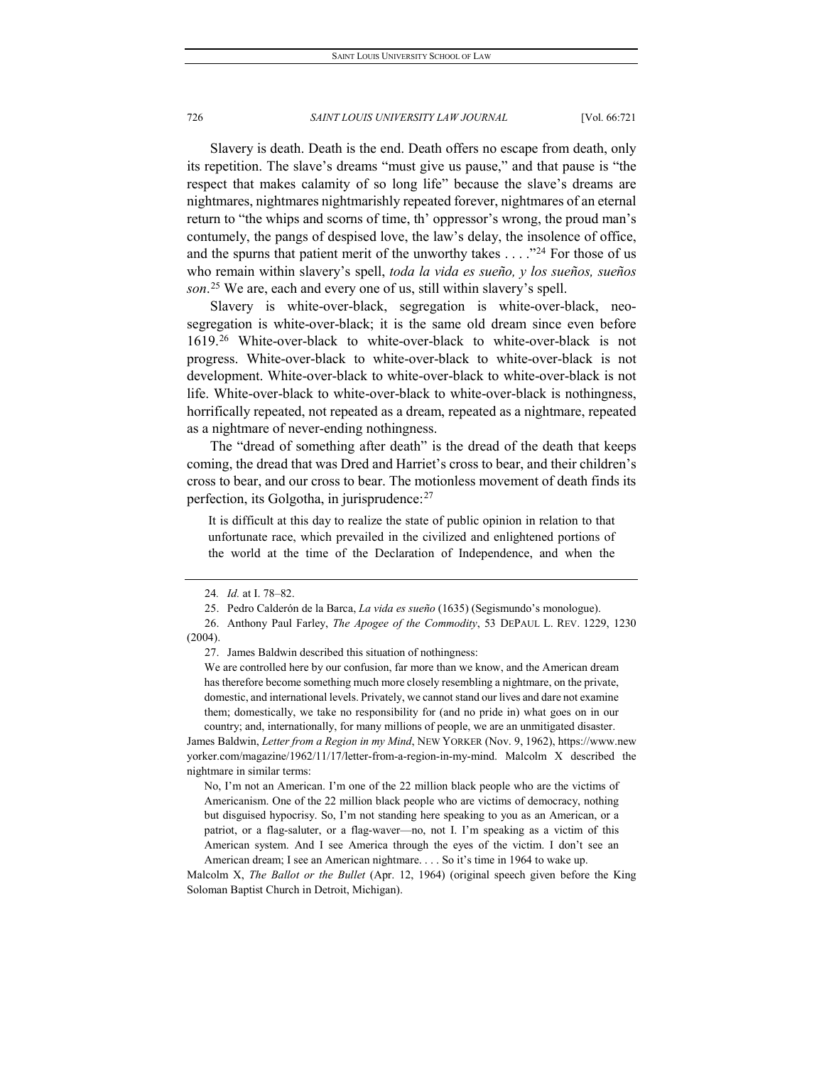Slavery is death. Death is the end. Death offers no escape from death, only its repetition. The slave's dreams "must give us pause," and that pause is "the respect that makes calamity of so long life" because the slave's dreams are nightmares, nightmares nightmarishly repeated forever, nightmares of an eternal return to "the whips and scorns of time, th' oppressor's wrong, the proud man's contumely, the pangs of despised love, the law's delay, the insolence of office, and the spurns that patient merit of the unworthy takes . . . ."[24] For those of us who remain within slavery's spell, *toda la vida es sueño, y los sueños, sueños son*.[25] We are, each and every one of us, still within slavery's spell.

Slavery is white-over-black, segregation is white-over-black, neo-segregation is white-over-black; it is the same old dream since even before 1619.[26] White-over-black to white-over-black to white-over-black is not progress. White-over-black to white-over-black to white-over-black is not development. White-over-black to white-over-black to white-over-black is not life. White-over-black to white-over-black to white-over-black is nothingness, horrifically repeated, not repeated as a dream, repeated as a nightmare, repeated as a nightmare of never-ending nothingness.

The "dread of something after death" is the dread of the death that keeps coming, the dread that was Dred and Harriet's cross to bear, and their children's cross to bear, and our cross to bear. The motionless movement of death finds its perfection, its Golgotha, in jurisprudence:[27]

> It is difficult at this day to realize the state of public opinion in relation to that unfortunate race, which prevailed in the civilized and enlightened portions of the world at the time of the Declaration of Independence, and when the

---

24. *Id.* at I. 78–82.

25. Pedro Calderón de la Barca, *La vida es sueño* (1635) (Segismundo's monologue).

26. Anthony Paul Farley, *The Apogee of the Commodity*, 53 DEPAUL L. REV. 1229, 1230 (2004).

27. James Baldwin described this situation of nothingness:

> We are controlled here by our confusion, far more than we know, and the American dream has therefore become something much more closely resembling a nightmare, on the private, domestic, and international levels. Privately, we cannot stand our lives and dare not examine them; domestically, we take no responsibility for (and no pride in) what goes on in our country; and, internationally, for many millions of people, we are an unmitigated disaster.

James Baldwin, *Letter from a Region in my Mind*, NEW YORKER (Nov. 9, 1962), https://www.newyorker.com/magazine/1962/11/17/letter-from-a-region-in-my-mind. Malcolm X described the nightmare in similar terms:

> No, I'm not an American. I'm one of the 22 million black people who are the victims of Americanism. One of the 22 million black people who are victims of democracy, nothing but disguised hypocrisy. So, I'm not standing here speaking to you as an American, or a patriot, or a flag-saluter, or a flag-waver—no, not I. I'm speaking as a victim of this American system. And I see America through the eyes of the victim. I don't see an American dream; I see an American nightmare. . . . So it's time in 1964 to wake up.

Malcolm X, *The Ballot or the Bullet* (Apr. 12, 1964) (original speech given before the King Soloman Baptist Church in Detroit, Michigan).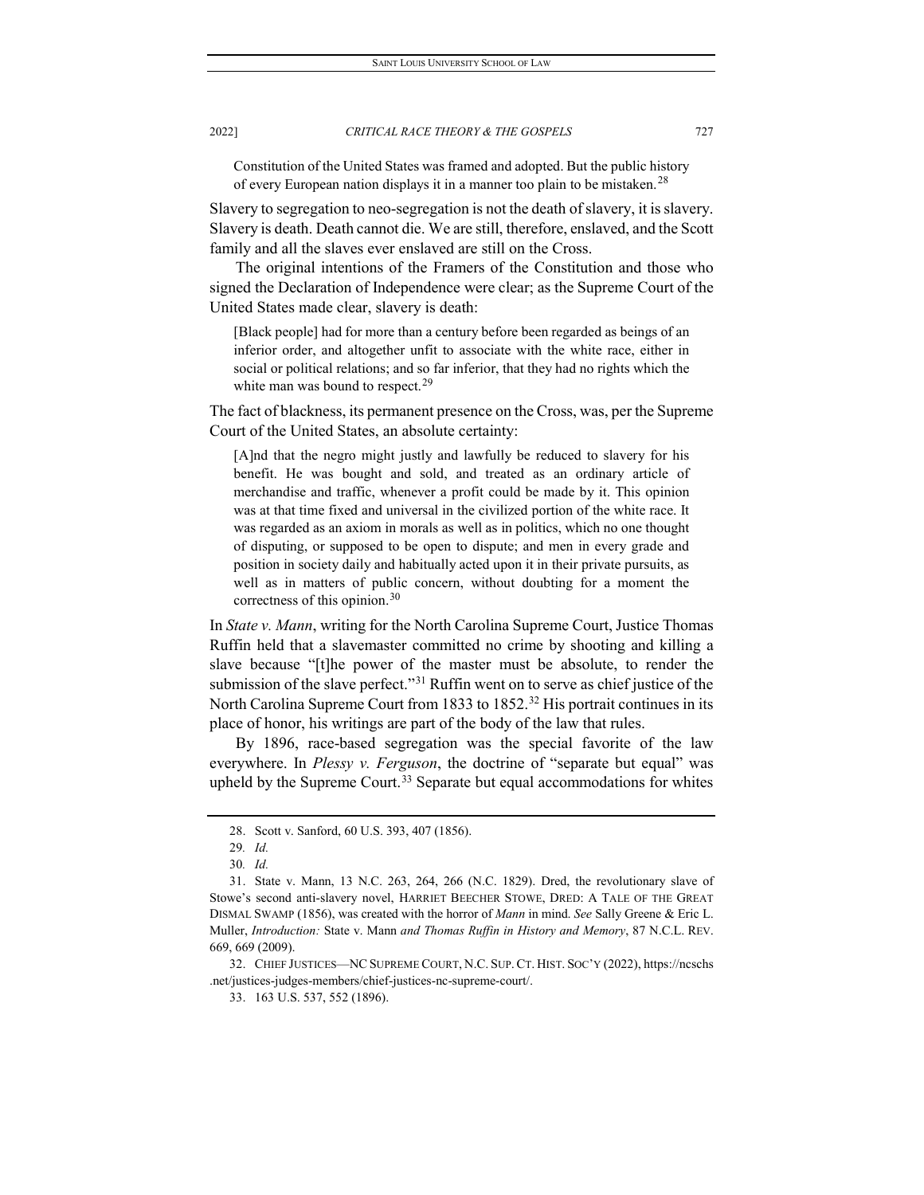> Constitution of the United States was framed and adopted. But the public history of every European nation displays it in a manner too plain to be mistaken.[28]

Slavery to segregation to neo-segregation is not the death of slavery, it is slavery. Slavery is death. Death cannot die. We are still, therefore, enslaved, and the Scott family and all the slaves ever enslaved are still on the Cross.

The original intentions of the Framers of the Constitution and those who signed the Declaration of Independence were clear; as the Supreme Court of the United States made clear, slavery is death:

> [Black people] had for more than a century before been regarded as beings of an inferior order, and altogether unfit to associate with the white race, either in social or political relations; and so far inferior, that they had no rights which the white man was bound to respect.[29]

The fact of blackness, its permanent presence on the Cross, was, per the Supreme Court of the United States, an absolute certainty:

> [A]nd that the negro might justly and lawfully be reduced to slavery for his benefit. He was bought and sold, and treated as an ordinary article of merchandise and traffic, whenever a profit could be made by it. This opinion was at that time fixed and universal in the civilized portion of the white race. It was regarded as an axiom in morals as well as in politics, which no one thought of disputing, or supposed to be open to dispute; and men in every grade and position in society daily and habitually acted upon it in their private pursuits, as well as in matters of public concern, without doubting for a moment the correctness of this opinion.[30]

In *State v. Mann*, writing for the North Carolina Supreme Court, Justice Thomas Ruffin held that a slavemaster committed no crime by shooting and killing a slave because "[t]he power of the master must be absolute, to render the submission of the slave perfect."[31] Ruffin went on to serve as chief justice of the North Carolina Supreme Court from 1833 to 1852.[32] His portrait continues in its place of honor, his writings are part of the body of the law that rules.

By 1896, race-based segregation was the special favorite of the law everywhere. In *Plessy v. Ferguson*, the doctrine of "separate but equal" was upheld by the Supreme Court.[33] Separate but equal accommodations for whites

---

28. Scott v. Sanford, 60 U.S. 393, 407 (1856).

29. *Id.*

30. *Id.*

31. State v. Mann, 13 N.C. 263, 264, 266 (N.C. 1829). Dred, the revolutionary slave of Stowe's second anti-slavery novel, HARRIET BEECHER STOWE, DRED: A TALE OF THE GREAT DISMAL SWAMP (1856), was created with the horror of *Mann* in mind. *See* Sally Greene & Eric L. Muller, *Introduction:* State v. Mann *and Thomas Ruffin in History and Memory*, 87 N.C.L. REV. 669, 669 (2009).

32. CHIEF JUSTICES—NC SUPREME COURT, N.C. SUP. CT. HIST. SOC'Y (2022), https://ncschs.net/justices-judges-members/chief-justices-nc-supreme-court/.

33. 163 U.S. 537, 552 (1896).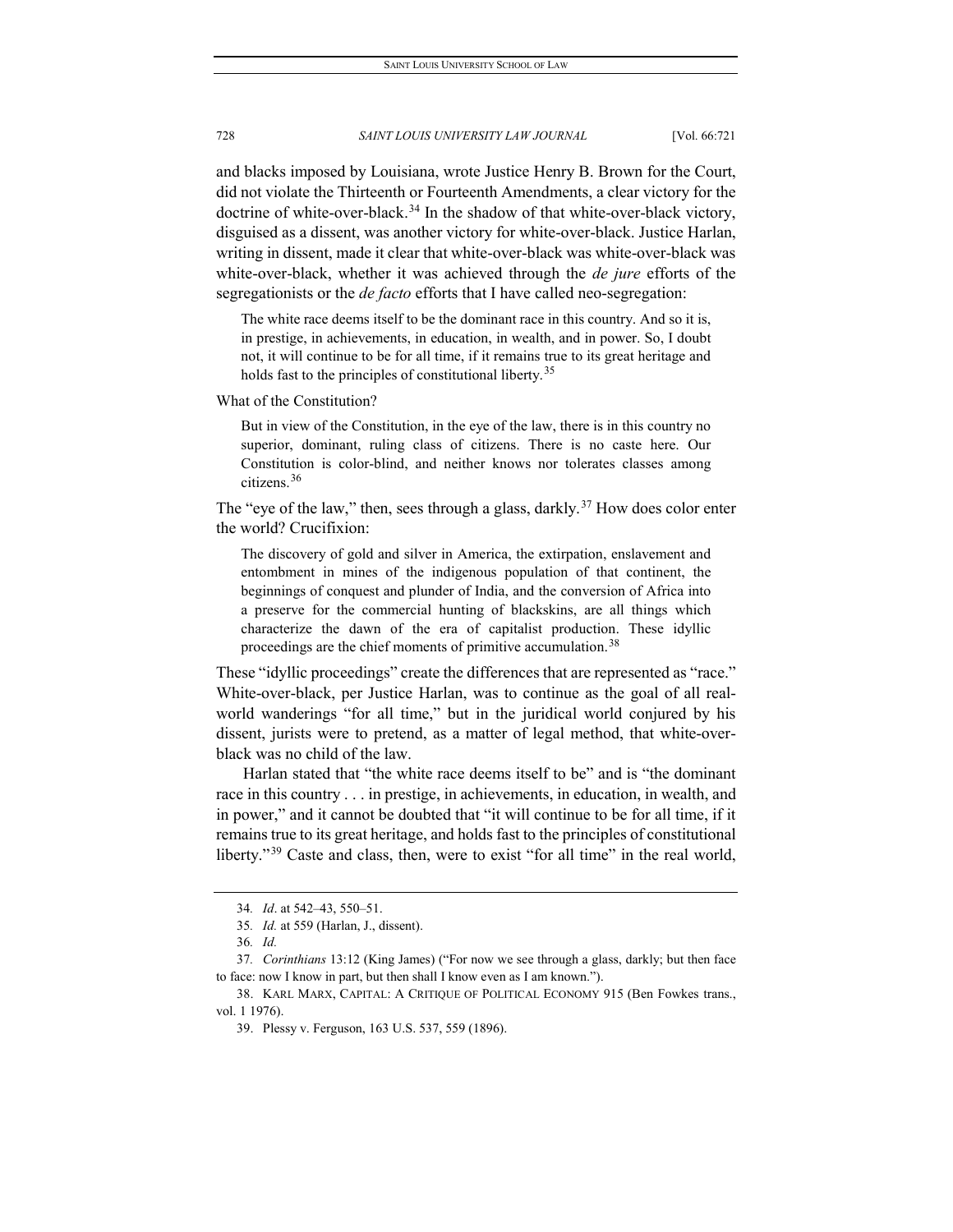and blacks imposed by Louisiana, wrote Justice Henry B. Brown for the Court, did not violate the Thirteenth or Fourteenth Amendments, a clear victory for the doctrine of white-over-black.[34] In the shadow of that white-over-black victory, disguised as a dissent, was another victory for white-over-black. Justice Harlan, writing in dissent, made it clear that white-over-black was white-over-black was white-over-black, whether it was achieved through the *de jure* efforts of the segregationists or the *de facto* efforts that I have called neo-segregation:

> The white race deems itself to be the dominant race in this country. And so it is, in prestige, in achievements, in education, in wealth, and in power. So, I doubt not, it will continue to be for all time, if it remains true to its great heritage and holds fast to the principles of constitutional liberty.[35]

What of the Constitution?

> But in view of the Constitution, in the eye of the law, there is in this country no superior, dominant, ruling class of citizens. There is no caste here. Our Constitution is color-blind, and neither knows nor tolerates classes among citizens.[36]

The "eye of the law," then, sees through a glass, darkly.[37] How does color enter the world? Crucifixion:

> The discovery of gold and silver in America, the extirpation, enslavement and entombment in mines of the indigenous population of that continent, the beginnings of conquest and plunder of India, and the conversion of Africa into a preserve for the commercial hunting of blackskins, are all things which characterize the dawn of the era of capitalist production. These idyllic proceedings are the chief moments of primitive accumulation.[38]

These "idyllic proceedings" create the differences that are represented as "race." White-over-black, per Justice Harlan, was to continue as the goal of all real-world wanderings "for all time," but in the juridical world conjured by his dissent, jurists were to pretend, as a matter of legal method, that white-over-black was no child of the law.

Harlan stated that "the white race deems itself to be" and is "the dominant race in this country . . . in prestige, in achievements, in education, in wealth, and in power," and it cannot be doubted that "it will continue to be for all time, if it remains true to its great heritage, and holds fast to the principles of constitutional liberty."[39] Caste and class, then, were to exist "for all time" in the real world,

---

34. *Id*. at 542–43, 550–51.

35. *Id.* at 559 (Harlan, J., dissent).

36. *Id.*

37. *Corinthians* 13:12 (King James) ("For now we see through a glass, darkly; but then face to face: now I know in part, but then shall I know even as I am known.").

38. KARL MARX, CAPITAL: A CRITIQUE OF POLITICAL ECONOMY 915 (Ben Fowkes trans., vol. 1 1976).

39. Plessy v. Ferguson, 163 U.S. 537, 559 (1896).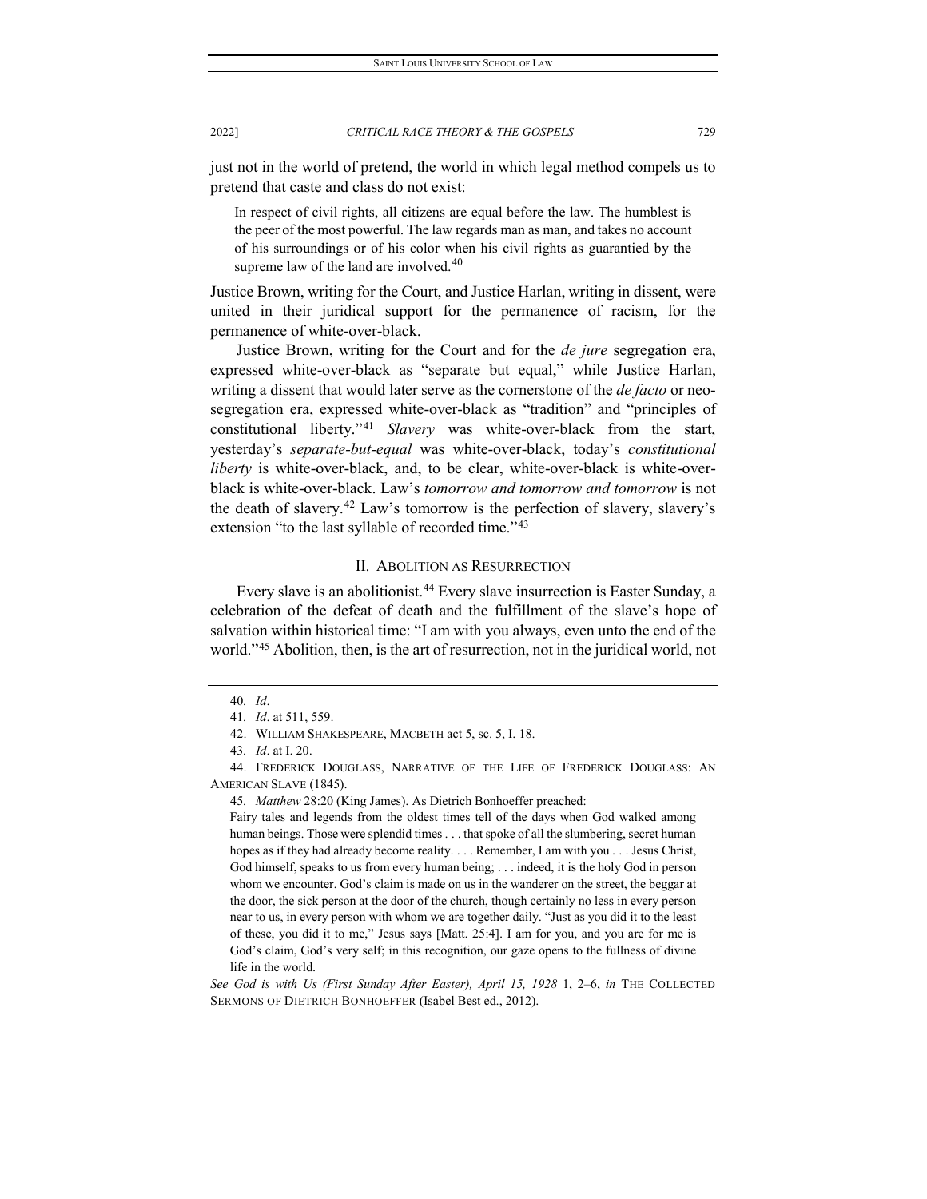just not in the world of pretend, the world in which legal method compels us to pretend that caste and class do not exist:

> In respect of civil rights, all citizens are equal before the law. The humblest is the peer of the most powerful. The law regards man as man, and takes no account of his surroundings or of his color when his civil rights as guarantied by the supreme law of the land are involved.[40]

Justice Brown, writing for the Court, and Justice Harlan, writing in dissent, were united in their juridical support for the permanence of racism, for the permanence of white-over-black.

Justice Brown, writing for the Court and for the *de jure* segregation era, expressed white-over-black as "separate but equal," while Justice Harlan, writing a dissent that would later serve as the cornerstone of the *de facto* or neo-segregation era, expressed white-over-black as "tradition" and "principles of constitutional liberty."[41] *Slavery* was white-over-black from the start, yesterday's *separate-but-equal* was white-over-black, today's *constitutional liberty* is white-over-black, and, to be clear, white-over-black is white-over-black is white-over-black. Law's *tomorrow and tomorrow and tomorrow* is not the death of slavery.[42] Law's tomorrow is the perfection of slavery, slavery's extension "to the last syllable of recorded time."[43]

## II. Abolition as Resurrection

Every slave is an abolitionist.[44] Every slave insurrection is Easter Sunday, a celebration of the defeat of death and the fulfillment of the slave's hope of salvation within historical time: "I am with you always, even unto the end of the world."[45] Abolition, then, is the art of resurrection, not in the juridical world, not

---

40. *Id*.

41. *Id*. at 511, 559.

42. WILLIAM SHAKESPEARE, MACBETH act 5, sc. 5, I. 18.

43. *Id*. at I. 20.

44. FREDERICK DOUGLASS, NARRATIVE OF THE LIFE OF FREDERICK DOUGLASS: AN AMERICAN SLAVE (1845).

45. *Matthew* 28:20 (King James). As Dietrich Bonhoeffer preached:

> Fairy tales and legends from the oldest times tell of the days when God walked among human beings. Those were splendid times . . . that spoke of all the slumbering, secret human hopes as if they had already become reality. . . . Remember, I am with you . . . Jesus Christ, God himself, speaks to us from every human being; . . . indeed, it is the holy God in person whom we encounter. God's claim is made on us in the wanderer on the street, the beggar at the door, the sick person at the door of the church, though certainly no less in every person near to us, in every person with whom we are together daily. "Just as you did it to the least of these, you did it to me," Jesus says [Matt. 25:4]. I am for you, and you are for me is God's claim, God's very self; in this recognition, our gaze opens to the fullness of divine life in the world.

*See God is with Us (First Sunday After Easter), April 15, 1928* 1, 2–6, *in* THE COLLECTED SERMONS OF DIETRICH BONHOEFFER (Isabel Best ed., 2012).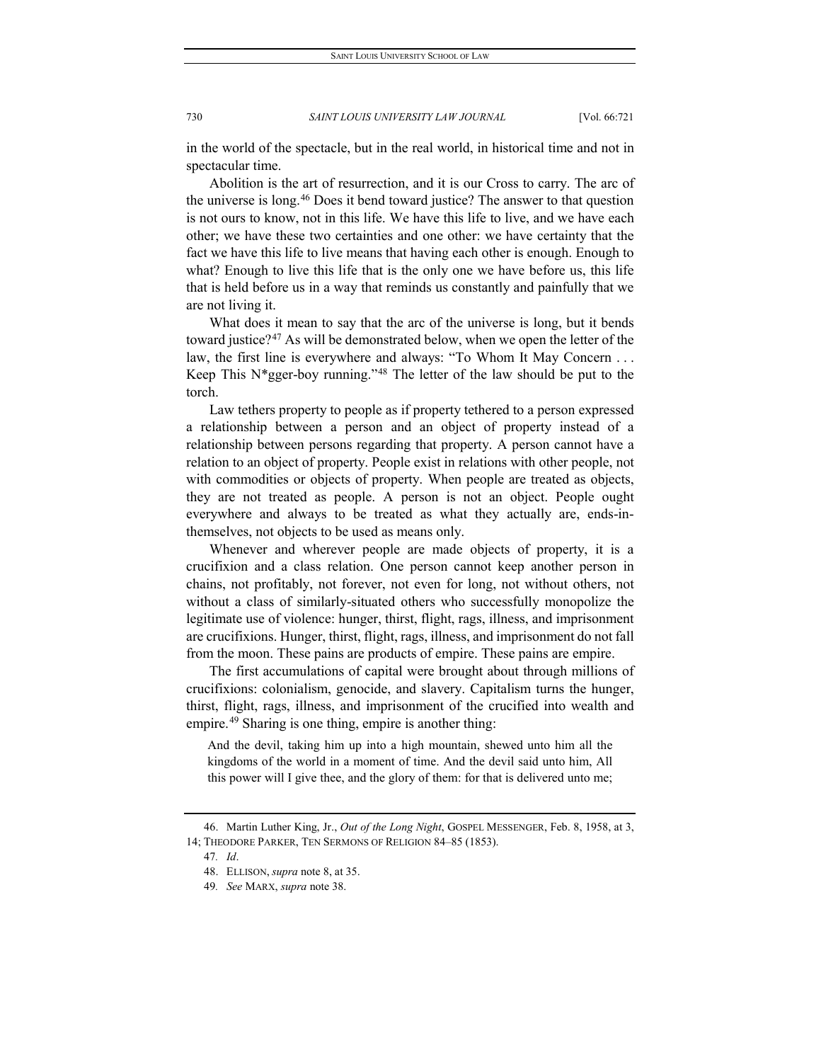in the world of the spectacle, but in the real world, in historical time and not in spectacular time.

Abolition is the art of resurrection, and it is our Cross to carry. The arc of the universe is long.[46] Does it bend toward justice? The answer to that question is not ours to know, not in this life. We have this life to live, and we have each other; we have these two certainties and one other: we have certainty that the fact we have this life to live means that having each other is enough. Enough to what? Enough to live this life that is the only one we have before us, this life that is held before us in a way that reminds us constantly and painfully that we are not living it.

What does it mean to say that the arc of the universe is long, but it bends toward justice?[47] As will be demonstrated below, when we open the letter of the law, the first line is everywhere and always: "To Whom It May Concern . . . Keep This N*gger-boy running."[48] The letter of the law should be put to the torch.

Law tethers property to people as if property tethered to a person expressed a relationship between a person and an object of property instead of a relationship between persons regarding that property. A person cannot have a relation to an object of property. People exist in relations with other people, not with commodities or objects of property. When people are treated as objects, they are not treated as people. A person is not an object. People ought everywhere and always to be treated as what they actually are, ends-in-themselves, not objects to be used as means only.

Whenever and wherever people are made objects of property, it is a crucifixion and a class relation. One person cannot keep another person in chains, not profitably, not forever, not even for long, not without others, not without a class of similarly-situated others who successfully monopolize the legitimate use of violence: hunger, thirst, flight, rags, illness, and imprisonment are crucifixions. Hunger, thirst, flight, rags, illness, and imprisonment do not fall from the moon. These pains are products of empire. These pains are empire.

The first accumulations of capital were brought about through millions of crucifixions: colonialism, genocide, and slavery. Capitalism turns the hunger, thirst, flight, rags, illness, and imprisonment of the crucified into wealth and empire.[49] Sharing is one thing, empire is another thing:

> And the devil, taking him up into a high mountain, shewed unto him all the kingdoms of the world in a moment of time. And the devil said unto him, All this power will I give thee, and the glory of them: for that is delivered unto me;

---

46. Martin Luther King, Jr., *Out of the Long Night*, GOSPEL MESSENGER, Feb. 8, 1958, at 3, 14; THEODORE PARKER, TEN SERMONS OF RELIGION 84–85 (1853).

47. *Id*.

48. ELLISON, *supra* note 8, at 35.

49. *See* MARX, *supra* note 38.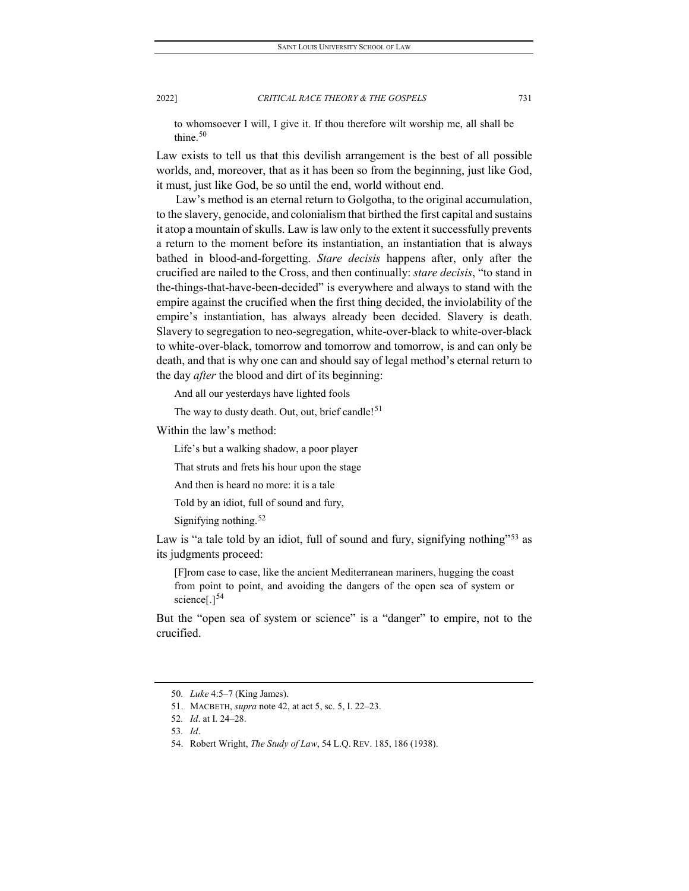> to whomsoever I will, I give it. If thou therefore wilt worship me, all shall be thine.[50]

Law exists to tell us that this devilish arrangement is the best of all possible worlds, and, moreover, that as it has been so from the beginning, just like God, it must, just like God, be so until the end, world without end.

Law's method is an eternal return to Golgotha, to the original accumulation, to the slavery, genocide, and colonialism that birthed the first capital and sustains it atop a mountain of skulls. Law is law only to the extent it successfully prevents a return to the moment before its instantiation, an instantiation that is always bathed in blood-and-forgetting. *Stare decisis* happens after, only after the crucified are nailed to the Cross, and then continually: *stare decisis*, "to stand in the-things-that-have-been-decided" is everywhere and always to stand with the empire against the crucified when the first thing decided, the inviolability of the empire's instantiation, has always already been decided. Slavery is death. Slavery to segregation to neo-segregation, white-over-black to white-over-black to white-over-black, tomorrow and tomorrow and tomorrow, is and can only be death, and that is why one can and should say of legal method's eternal return to the day *after* the blood and dirt of its beginning:

> And all our yesterdays have lighted fools
>
> The way to dusty death. Out, out, brief candle![51]

Within the law's method:

> Life's but a walking shadow, a poor player
>
> That struts and frets his hour upon the stage
>
> And then is heard no more: it is a tale
>
> Told by an idiot, full of sound and fury,
>
> Signifying nothing.[52]

Law is "a tale told by an idiot, full of sound and fury, signifying nothing"[53] as its judgments proceed:

> [F]rom case to case, like the ancient Mediterranean mariners, hugging the coast from point to point, and avoiding the dangers of the open sea of system or science[.][54]

But the "open sea of system or science" is a "danger" to empire, not to the crucified.

---

50. *Luke* 4:5–7 (King James).

51. MACBETH, *supra* note 42, at act 5, sc. 5, I. 22–23.

52. *Id*. at I. 24–28.

53. *Id*.

54. Robert Wright, *The Study of Law*, 54 L.Q. REV. 185, 186 (1938).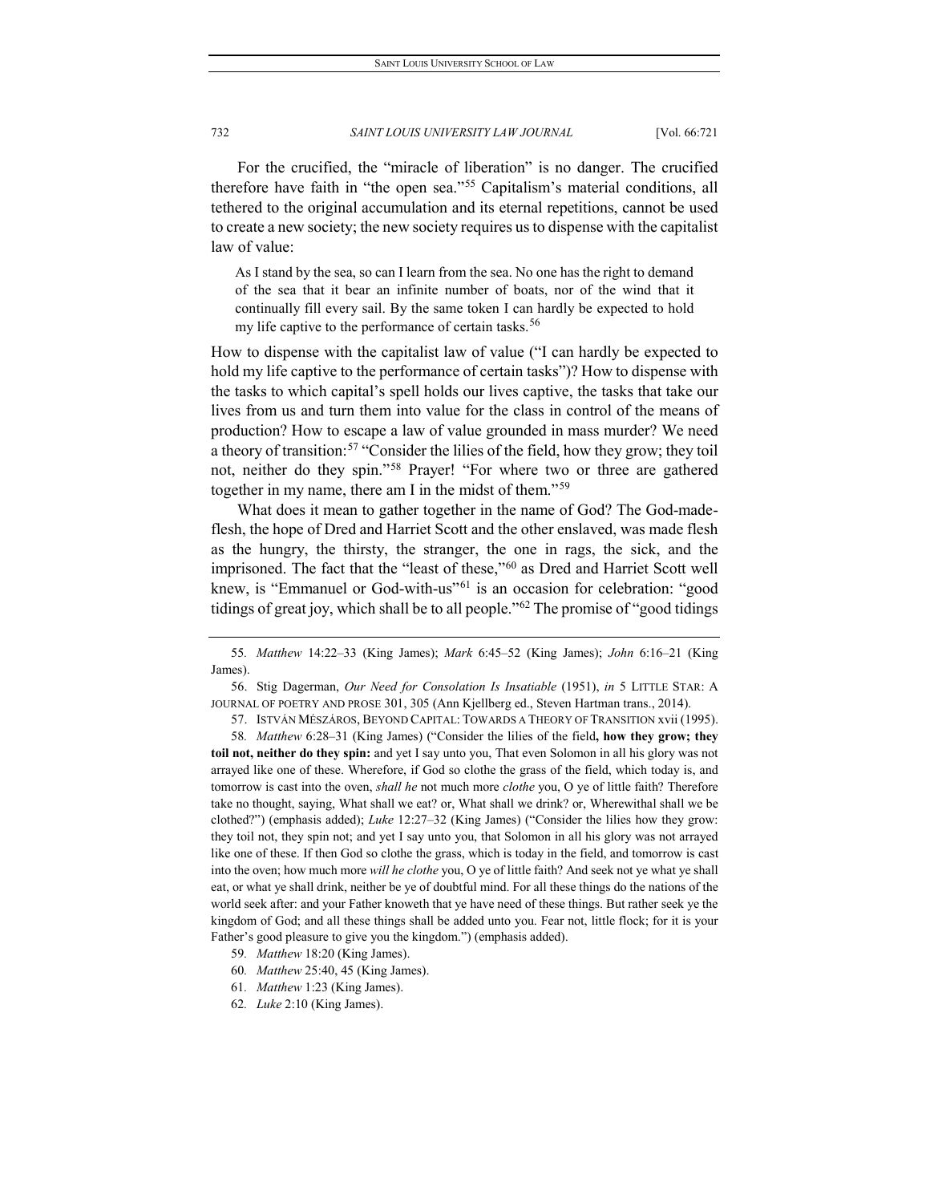For the crucified, the "miracle of liberation" is no danger. The crucified therefore have faith in "the open sea."[55] Capitalism's material conditions, all tethered to the original accumulation and its eternal repetitions, cannot be used to create a new society; the new society requires us to dispense with the capitalist law of value:

> As I stand by the sea, so can I learn from the sea. No one has the right to demand of the sea that it bear an infinite number of boats, nor of the wind that it continually fill every sail. By the same token I can hardly be expected to hold my life captive to the performance of certain tasks.[56]

How to dispense with the capitalist law of value ("I can hardly be expected to hold my life captive to the performance of certain tasks")? How to dispense with the tasks to which capital's spell holds our lives captive, the tasks that take our lives from us and turn them into value for the class in control of the means of production? How to escape a law of value grounded in mass murder? We need a theory of transition:[57] "Consider the lilies of the field, how they grow; they toil not, neither do they spin."[58] Prayer! "For where two or three are gathered together in my name, there am I in the midst of them."[59]

What does it mean to gather together in the name of God? The God-made-flesh, the hope of Dred and Harriet Scott and the other enslaved, was made flesh as the hungry, the thirsty, the stranger, the one in rags, the sick, and the imprisoned. The fact that the "least of these,"[60] as Dred and Harriet Scott well knew, is "Emmanuel or God-with-us"[61] is an occasion for celebration: "good tidings of great joy, which shall be to all people."[62] The promise of "good tidings

---

55. *Matthew* 14:22–33 (King James); *Mark* 6:45–52 (King James); *John* 6:16–21 (King James).

56. Stig Dagerman, *Our Need for Consolation Is Insatiable* (1951), *in* 5 LITTLE STAR: A JOURNAL OF POETRY AND PROSE 301, 305 (Ann Kjellberg ed., Steven Hartman trans., 2014).

57. ISTVÁN MÉSZÁROS, BEYOND CAPITAL: TOWARDS A THEORY OF TRANSITION xvii (1995).

58. *Matthew* 6:28–31 (King James) ("Consider the lilies of the field**, how they grow; they toil not, neither do they spin:** and yet I say unto you, That even Solomon in all his glory was not arrayed like one of these. Wherefore, if God so clothe the grass of the field, which today is, and tomorrow is cast into the oven, *shall he* not much more *clothe* you, O ye of little faith? Therefore take no thought, saying, What shall we eat? or, What shall we drink? or, Wherewithal shall we be clothed?") (emphasis added); *Luke* 12:27–32 (King James) ("Consider the lilies how they grow: they toil not, they spin not; and yet I say unto you, that Solomon in all his glory was not arrayed like one of these. If then God so clothe the grass, which is today in the field, and tomorrow is cast into the oven; how much more *will he clothe* you, O ye of little faith? And seek not ye what ye shall eat, or what ye shall drink, neither be ye of doubtful mind. For all these things do the nations of the world seek after: and your Father knoweth that ye have need of these things. But rather seek ye the kingdom of God; and all these things shall be added unto you. Fear not, little flock; for it is your Father's good pleasure to give you the kingdom.") (emphasis added).

59. *Matthew* 18:20 (King James).

60. *Matthew* 25:40, 45 (King James).

61. *Matthew* 1:23 (King James).

62. *Luke* 2:10 (King James).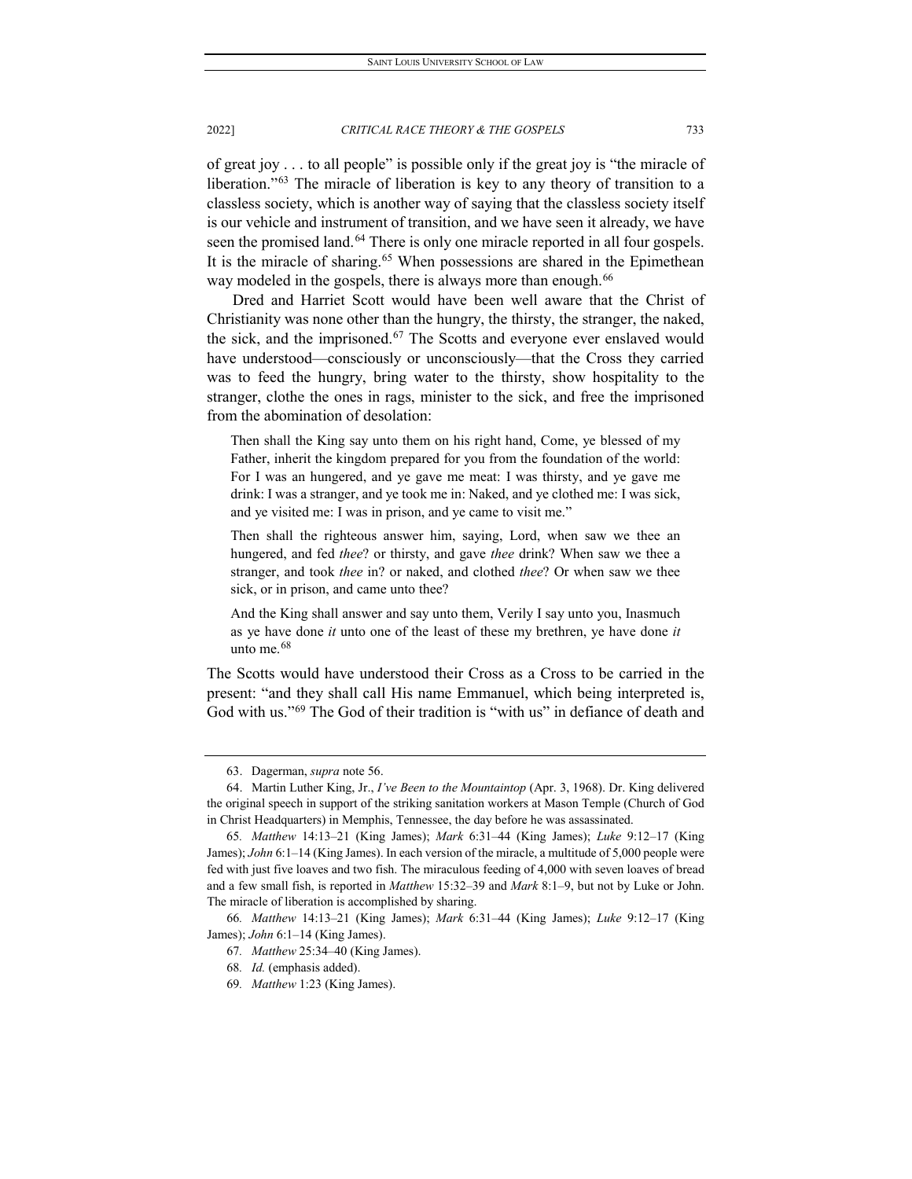of great joy . . . to all people" is possible only if the great joy is "the miracle of liberation."[63] The miracle of liberation is key to any theory of transition to a classless society, which is another way of saying that the classless society itself is our vehicle and instrument of transition, and we have seen it already, we have seen the promised land.[64] There is only one miracle reported in all four gospels. It is the miracle of sharing.[65] When possessions are shared in the Epimethean way modeled in the gospels, there is always more than enough.[66]

Dred and Harriet Scott would have been well aware that the Christ of Christianity was none other than the hungry, the thirsty, the stranger, the naked, the sick, and the imprisoned.[67] The Scotts and everyone ever enslaved would have understood—consciously or unconsciously—that the Cross they carried was to feed the hungry, bring water to the thirsty, show hospitality to the stranger, clothe the ones in rags, minister to the sick, and free the imprisoned from the abomination of desolation:

> Then shall the King say unto them on his right hand, Come, ye blessed of my Father, inherit the kingdom prepared for you from the foundation of the world: For I was an hungered, and ye gave me meat: I was thirsty, and ye gave me drink: I was a stranger, and ye took me in: Naked, and ye clothed me: I was sick, and ye visited me: I was in prison, and ye came to visit me."
>
> Then shall the righteous answer him, saying, Lord, when saw we thee an hungered, and fed *thee*? or thirsty, and gave *thee* drink? When saw we thee a stranger, and took *thee* in? or naked, and clothed *thee*? Or when saw we thee sick, or in prison, and came unto thee?
>
> And the King shall answer and say unto them, Verily I say unto you, Inasmuch as ye have done *it* unto one of the least of these my brethren, ye have done *it* unto me.[68]

The Scotts would have understood their Cross as a Cross to be carried in the present: "and they shall call His name Emmanuel, which being interpreted is, God with us."[69] The God of their tradition is "with us" in defiance of death and

---

63. Dagerman, *supra* note 56.

64. Martin Luther King, Jr., *I've Been to the Mountaintop* (Apr. 3, 1968). Dr. King delivered the original speech in support of the striking sanitation workers at Mason Temple (Church of God in Christ Headquarters) in Memphis, Tennessee, the day before he was assassinated.

65. *Matthew* 14:13–21 (King James); *Mark* 6:31–44 (King James); *Luke* 9:12–17 (King James); *John* 6:1–14 (King James). In each version of the miracle, a multitude of 5,000 people were fed with just five loaves and two fish. The miraculous feeding of 4,000 with seven loaves of bread and a few small fish, is reported in *Matthew* 15:32–39 and *Mark* 8:1–9, but not by Luke or John. The miracle of liberation is accomplished by sharing.

66. *Matthew* 14:13–21 (King James); *Mark* 6:31–44 (King James); *Luke* 9:12–17 (King James); *John* 6:1–14 (King James).

67. *Matthew* 25:34–40 (King James).

68. *Id.* (emphasis added).

69. *Matthew* 1:23 (King James).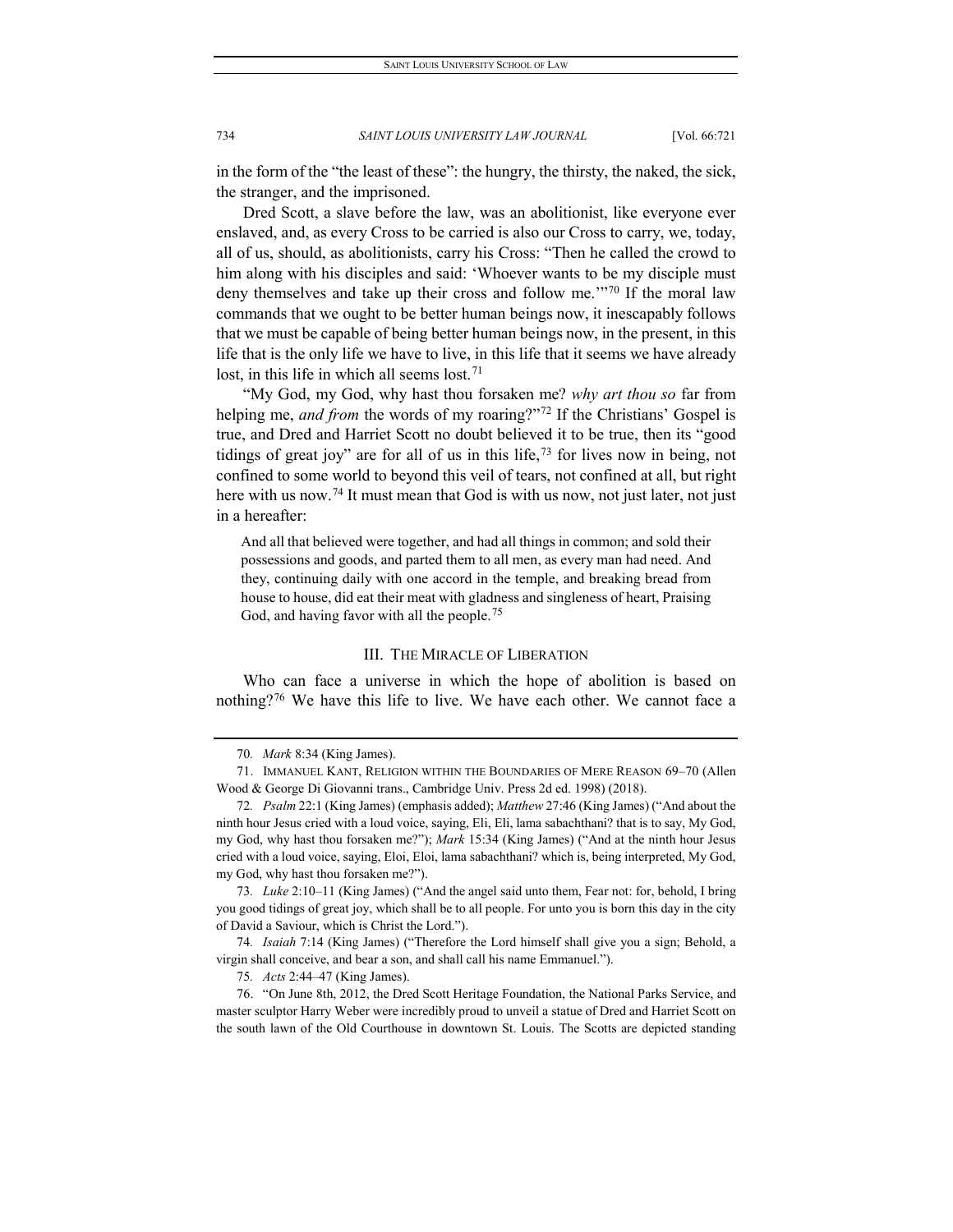in the form of the "the least of these": the hungry, the thirsty, the naked, the sick, the stranger, and the imprisoned.

Dred Scott, a slave before the law, was an abolitionist, like everyone ever enslaved, and, as every Cross to be carried is also our Cross to carry, we, today, all of us, should, as abolitionists, carry his Cross: "Then he called the crowd to him along with his disciples and said: 'Whoever wants to be my disciple must deny themselves and take up their cross and follow me.'"[70] If the moral law commands that we ought to be better human beings now, it inescapably follows that we must be capable of being better human beings now, in the present, in this life that is the only life we have to live, in this life that it seems we have already lost, in this life in which all seems lost.[71]

"My God, my God, why hast thou forsaken me? *why art thou so* far from helping me, *and from* the words of my roaring?"[72] If the Christians' Gospel is true, and Dred and Harriet Scott no doubt believed it to be true, then its "good tidings of great joy" are for all of us in this life,[73] for lives now in being, not confined to some world to beyond this veil of tears, not confined at all, but right here with us now.[74] It must mean that God is with us now, not just later, not just in a hereafter:

> And all that believed were together, and had all things in common; and sold their possessions and goods, and parted them to all men, as every man had need. And they, continuing daily with one accord in the temple, and breaking bread from house to house, did eat their meat with gladness and singleness of heart, Praising God, and having favor with all the people.[75]

## III. THE MIRACLE OF LIBERATION

Who can face a universe in which the hope of abolition is based on nothing?[76] We have this life to live. We have each other. We cannot face a

---

70. *Mark* 8:34 (King James).

71. IMMANUEL KANT, RELIGION WITHIN THE BOUNDARIES OF MERE REASON 69–70 (Allen Wood & George Di Giovanni trans., Cambridge Univ. Press 2d ed. 1998) (2018).

72. *Psalm* 22:1 (King James) (emphasis added); *Matthew* 27:46 (King James) ("And about the ninth hour Jesus cried with a loud voice, saying, Eli, Eli, lama sabachthani? that is to say, My God, my God, why hast thou forsaken me?"); *Mark* 15:34 (King James) ("And at the ninth hour Jesus cried with a loud voice, saying, Eloi, Eloi, lama sabachthani? which is, being interpreted, My God, my God, why hast thou forsaken me?").

73. *Luke* 2:10–11 (King James) ("And the angel said unto them, Fear not: for, behold, I bring you good tidings of great joy, which shall be to all people. For unto you is born this day in the city of David a Saviour, which is Christ the Lord.").

74. *Isaiah* 7:14 (King James) ("Therefore the Lord himself shall give you a sign; Behold, a virgin shall conceive, and bear a son, and shall call his name Emmanuel.").

75. *Acts* 2:44–47 (King James).

76. "On June 8th, 2012, the Dred Scott Heritage Foundation, the National Parks Service, and master sculptor Harry Weber were incredibly proud to unveil a statue of Dred and Harriet Scott on the south lawn of the Old Courthouse in downtown St. Louis. The Scotts are depicted standing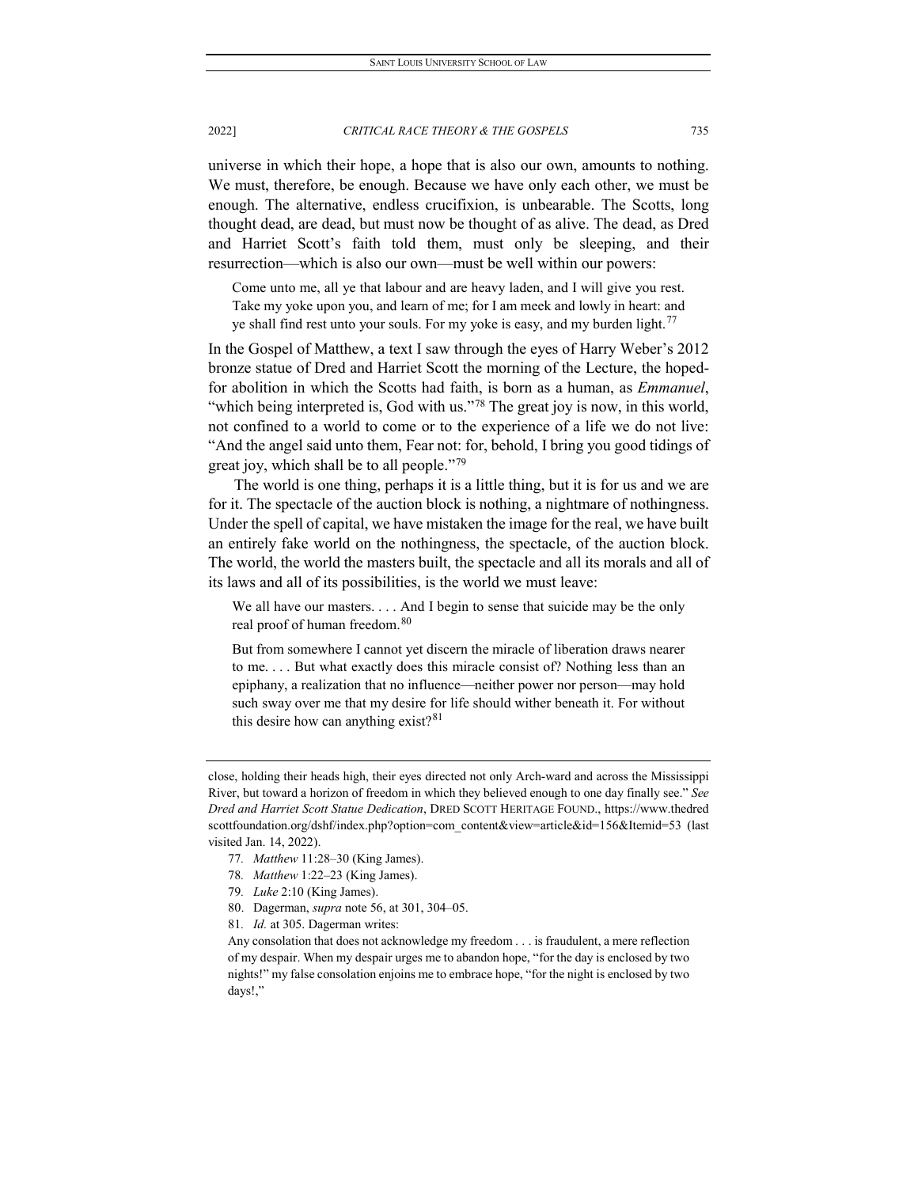universe in which their hope, a hope that is also our own, amounts to nothing. We must, therefore, be enough. Because we have only each other, we must be enough. The alternative, endless crucifixion, is unbearable. The Scotts, long thought dead, are dead, but must now be thought of as alive. The dead, as Dred and Harriet Scott's faith told them, must only be sleeping, and their resurrection—which is also our own—must be well within our powers:

> Come unto me, all ye that labour and are heavy laden, and I will give you rest. Take my yoke upon you, and learn of me; for I am meek and lowly in heart: and ye shall find rest unto your souls. For my yoke is easy, and my burden light.[77]

In the Gospel of Matthew, a text I saw through the eyes of Harry Weber's 2012 bronze statue of Dred and Harriet Scott the morning of the Lecture, the hoped-for abolition in which the Scotts had faith, is born as a human, as *Emmanuel*, "which being interpreted is, God with us."[78] The great joy is now, in this world, not confined to a world to come or to the experience of a life we do not live: "And the angel said unto them, Fear not: for, behold, I bring you good tidings of great joy, which shall be to all people."[79]

The world is one thing, perhaps it is a little thing, but it is for us and we are for it. The spectacle of the auction block is nothing, a nightmare of nothingness. Under the spell of capital, we have mistaken the image for the real, we have built an entirely fake world on the nothingness, the spectacle, of the auction block. The world, the world the masters built, the spectacle and all its morals and all of its laws and all of its possibilities, is the world we must leave:

> We all have our masters. . . . And I begin to sense that suicide may be the only real proof of human freedom.[80]
>
> But from somewhere I cannot yet discern the miracle of liberation draws nearer to me. . . . But what exactly does this miracle consist of? Nothing less than an epiphany, a realization that no influence—neither power nor person—may hold such sway over me that my desire for life should wither beneath it. For without this desire how can anything exist?[81]

---

close, holding their heads high, their eyes directed not only Arch-ward and across the Mississippi River, but toward a horizon of freedom in which they believed enough to one day finally see." *See Dred and Harriet Scott Statue Dedication*, DRED SCOTT HERITAGE FOUND., https://www.thedredscottfoundation.org/dshf/index.php?option=com_content&view=article&id=156&Itemid=53 (last visited Jan. 14, 2022).

77. *Matthew* 11:28–30 (King James).

78. *Matthew* 1:22–23 (King James).

79. *Luke* 2:10 (King James).

80. Dagerman, *supra* note 56, at 301, 304–05.

81. *Id.* at 305. Dagerman writes:

> Any consolation that does not acknowledge my freedom . . . is fraudulent, a mere reflection of my despair. When my despair urges me to abandon hope, "for the day is enclosed by two nights!" my false consolation enjoins me to embrace hope, "for the night is enclosed by two days!,"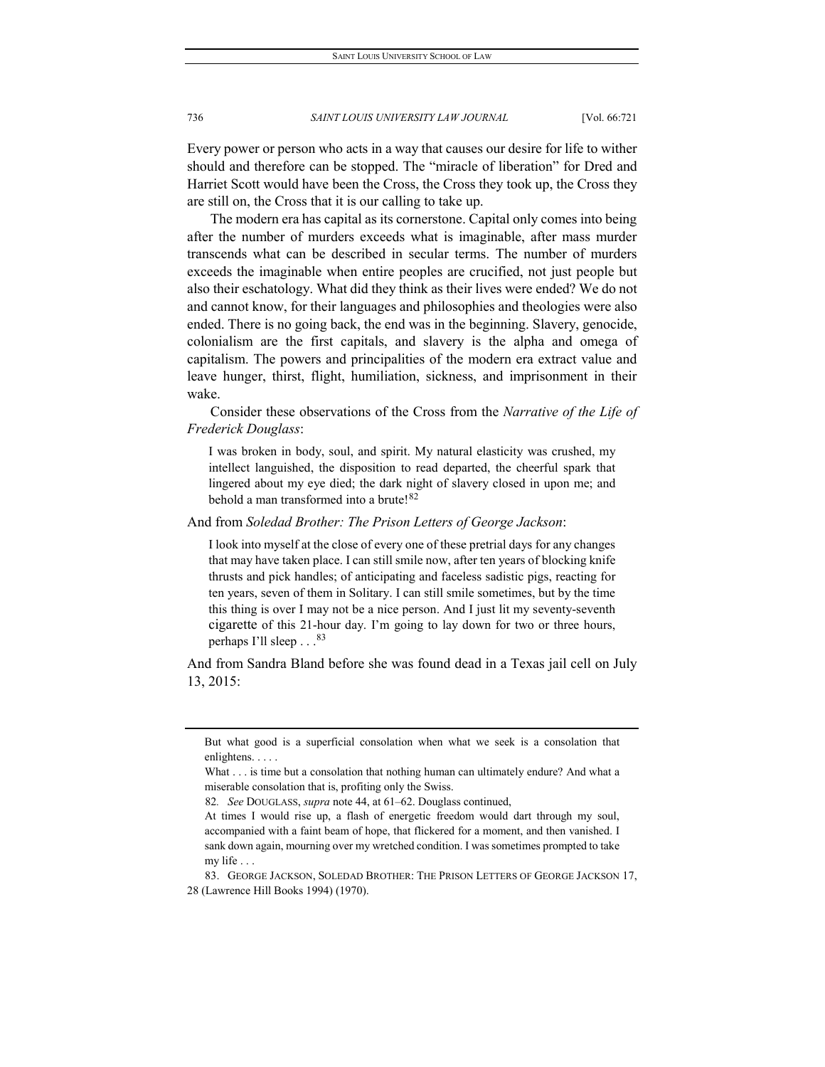Every power or person who acts in a way that causes our desire for life to wither should and therefore can be stopped. The "miracle of liberation" for Dred and Harriet Scott would have been the Cross, the Cross they took up, the Cross they are still on, the Cross that it is our calling to take up.

The modern era has capital as its cornerstone. Capital only comes into being after the number of murders exceeds what is imaginable, after mass murder transcends what can be described in secular terms. The number of murders exceeds the imaginable when entire peoples are crucified, not just people but also their eschatology. What did they think as their lives were ended? We do not and cannot know, for their languages and philosophies and theologies were also ended. There is no going back, the end was in the beginning. Slavery, genocide, colonialism are the first capitals, and slavery is the alpha and omega of capitalism. The powers and principalities of the modern era extract value and leave hunger, thirst, flight, humiliation, sickness, and imprisonment in their wake.

Consider these observations of the Cross from the *Narrative of the Life of Frederick Douglass*:

> I was broken in body, soul, and spirit. My natural elasticity was crushed, my intellect languished, the disposition to read departed, the cheerful spark that lingered about my eye died; the dark night of slavery closed in upon me; and behold a man transformed into a brute![82]

And from *Soledad Brother: The Prison Letters of George Jackson*:

> I look into myself at the close of every one of these pretrial days for any changes that may have taken place. I can still smile now, after ten years of blocking knife thrusts and pick handles; of anticipating and faceless sadistic pigs, reacting for ten years, seven of them in Solitary. I can still smile sometimes, but by the time this thing is over I may not be a nice person. And I just lit my seventy-seventh cigarette of this 21-hour day. I'm going to lay down for two or three hours, perhaps I'll sleep . . .[83]

And from Sandra Bland before she was found dead in a Texas jail cell on July 13, 2015:

---

But what good is a superficial consolation when what we seek is a consolation that enlightens. . . . .

What . . . is time but a consolation that nothing human can ultimately endure? And what a miserable consolation that is, profiting only the Swiss.

82. *See* DOUGLASS, *supra* note 44, at 61–62. Douglass continued,

At times I would rise up, a flash of energetic freedom would dart through my soul, accompanied with a faint beam of hope, that flickered for a moment, and then vanished. I sank down again, mourning over my wretched condition. I was sometimes prompted to take my life . . .

83. GEORGE JACKSON, SOLEDAD BROTHER: THE PRISON LETTERS OF GEORGE JACKSON 17, 28 (Lawrence Hill Books 1994) (1970).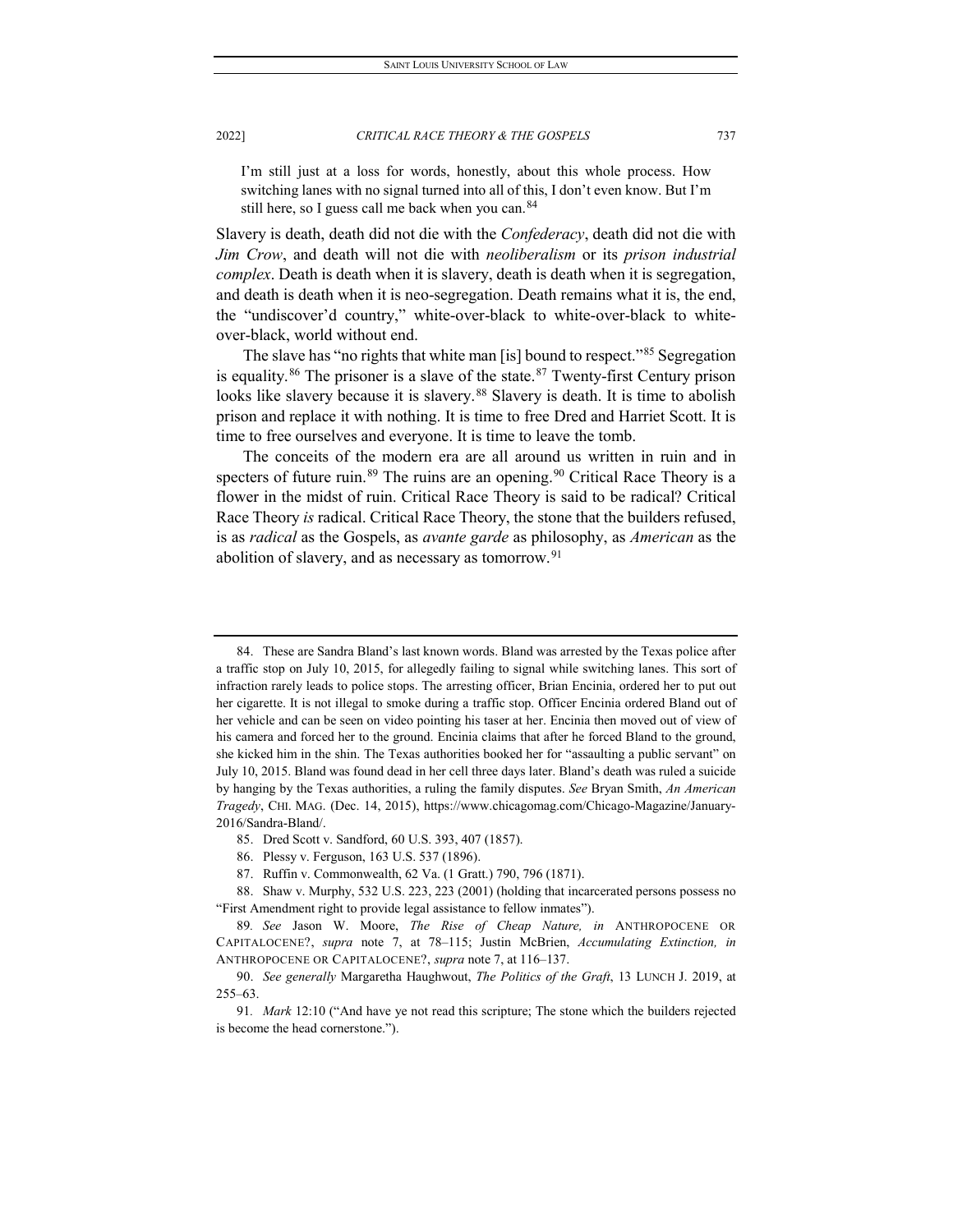> I'm still just at a loss for words, honestly, about this whole process. How switching lanes with no signal turned into all of this, I don't even know. But I'm still here, so I guess call me back when you can.[84]

Slavery is death, death did not die with the *Confederacy*, death did not die with *Jim Crow*, and death will not die with *neoliberalism* or its *prison industrial complex*. Death is death when it is slavery, death is death when it is segregation, and death is death when it is neo-segregation. Death remains what it is, the end, the "undiscover'd country," white-over-black to white-over-black to white-over-black, world without end.

The slave has "no rights that white man [is] bound to respect."[85] Segregation is equality.[86] The prisoner is a slave of the state.[87] Twenty-first Century prison looks like slavery because it is slavery.[88] Slavery is death. It is time to abolish prison and replace it with nothing. It is time to free Dred and Harriet Scott. It is time to free ourselves and everyone. It is time to leave the tomb.

The conceits of the modern era are all around us written in ruin and in specters of future ruin.[89] The ruins are an opening.[90] Critical Race Theory is a flower in the midst of ruin. Critical Race Theory is said to be radical? Critical Race Theory *is* radical. Critical Race Theory, the stone that the builders refused, is as *radical* as the Gospels, as *avante garde* as philosophy, as *American* as the abolition of slavery, and as necessary as tomorrow.[91]

---

84. These are Sandra Bland's last known words. Bland was arrested by the Texas police after a traffic stop on July 10, 2015, for allegedly failing to signal while switching lanes. This sort of infraction rarely leads to police stops. The arresting officer, Brian Encinia, ordered her to put out her cigarette. It is not illegal to smoke during a traffic stop. Officer Encinia ordered Bland out of her vehicle and can be seen on video pointing his taser at her. Encinia then moved out of view of his camera and forced her to the ground. Encinia claims that after he forced Bland to the ground, she kicked him in the shin. The Texas authorities booked her for "assaulting a public servant" on July 10, 2015. Bland was found dead in her cell three days later. Bland's death was ruled a suicide by hanging by the Texas authorities, a ruling the family disputes. *See* Bryan Smith, *An American Tragedy*, CHI. MAG. (Dec. 14, 2015), https://www.chicagomag.com/Chicago-Magazine/January-2016/Sandra-Bland/.

85. Dred Scott v. Sandford, 60 U.S. 393, 407 (1857).

86. Plessy v. Ferguson, 163 U.S. 537 (1896).

87. Ruffin v. Commonwealth, 62 Va. (1 Gratt.) 790, 796 (1871).

88. Shaw v. Murphy, 532 U.S. 223, 223 (2001) (holding that incarcerated persons possess no "First Amendment right to provide legal assistance to fellow inmates").

89. *See* Jason W. Moore, *The Rise of Cheap Nature, in* ANTHROPOCENE OR CAPITALOCENE?, *supra* note 7, at 78–115; Justin McBrien, *Accumulating Extinction, in* ANTHROPOCENE OR CAPITALOCENE?, *supra* note 7, at 116–137.

90. *See generally* Margaretha Haughwout, *The Politics of the Graft*, 13 LUNCH J. 2019, at 255–63.

91. *Mark* 12:10 ("And have ye not read this scripture; The stone which the builders rejected is become the head cornerstone.").